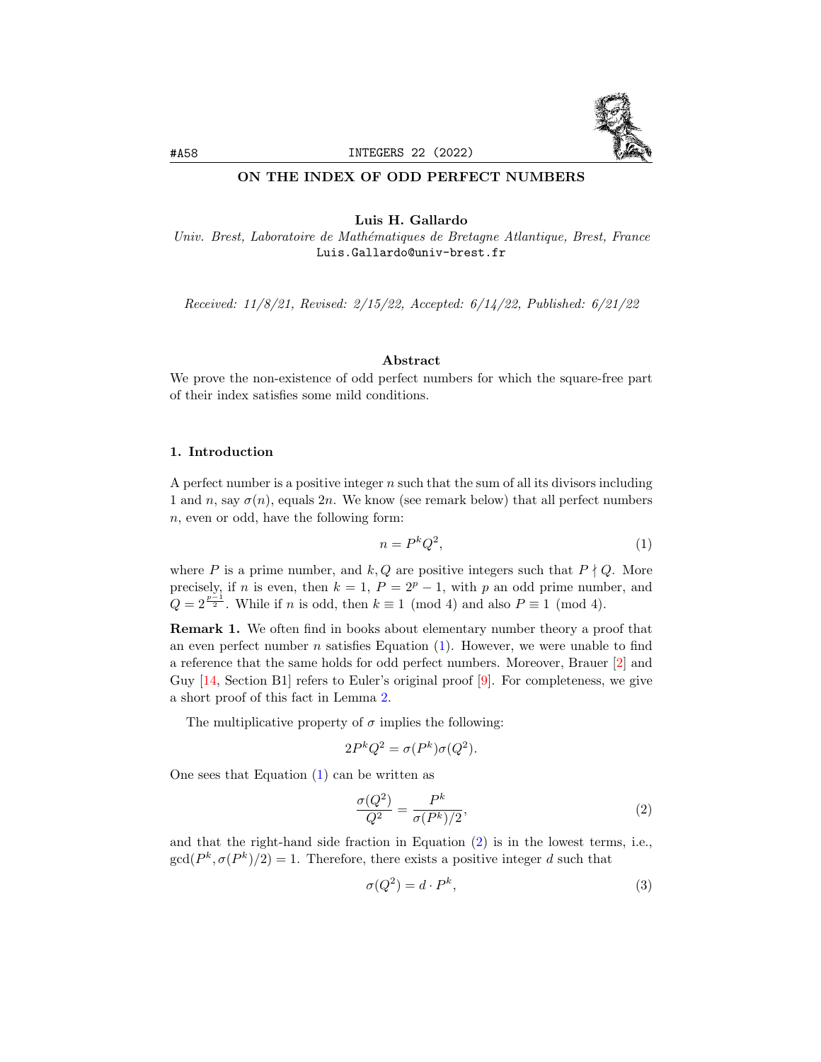# ON THE INDEX OF ODD PERFECT NUMBERS

**Luis H. Gallardo**

*Univ. Brest, Laboratoire de Mathématiques de Bretagne Atlantique, Brest, France*
Luis.Gallardo@univ-brest.fr

*Received: 11/8/21, Revised: 2/15/22, Accepted: 6/14/22, Published: 6/21/22*

### Abstract

We prove the non-existence of odd perfect numbers for which the square-free part of their index satisfies some mild conditions.

## 1. Introduction

A perfect number is a positive integer $n$ such that the sum of all its divisors including 1 and $n$, say $\sigma(n)$, equals $2n$. We know (see remark below) that all perfect numbers $n$, even or odd, have the following form:

$$n = P^k Q^2, \tag{1}$$

where $P$ is a prime number, and $k, Q$ are positive integers such that $P \nmid Q$. More precisely, if $n$ is even, then $k = 1$, $P = 2^p - 1$, with $p$ an odd prime number, and $Q = 2^{\frac{p-1}{2}}$. While if $n$ is odd, then $k \equiv 1 \pmod 4$ and also $P \equiv 1 \pmod 4$.

**Remark 1.** We often find in books about elementary number theory a proof that an even perfect number $n$ satisfies Equation (1). However, we were unable to find a reference that the same holds for odd perfect numbers. Moreover, Brauer [2] and Guy [14, Section B1] refers to Euler's original proof [9]. For completeness, we give a short proof of this fact in Lemma 2.

The multiplicative property of $\sigma$ implies the following:

$$2P^k Q^2 = \sigma(P^k)\sigma(Q^2).$$

One sees that Equation (1) can be written as

$$\frac{\sigma(Q^2)}{Q^2} = \frac{P^k}{\sigma(P^k)/2}, \tag{2}$$

and that the right-hand side fraction in Equation (2) is in the lowest terms, i.e., $\gcd(P^k, \sigma(P^k)/2) = 1$. Therefore, there exists a positive integer $d$ such that

$$\sigma(Q^2) = d \cdot P^k, \tag{3}$$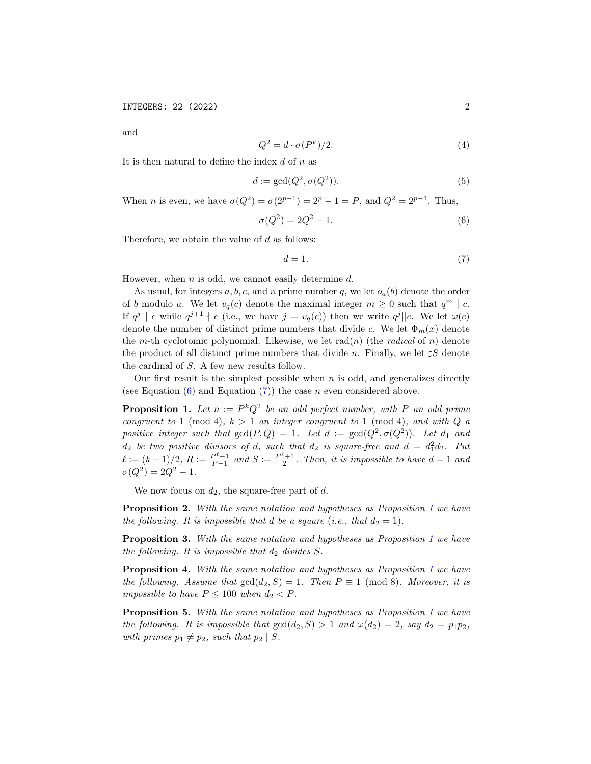and

$$Q^2 = d \cdot \sigma(P^k)/2. \tag{4}$$

It is then natural to define the index $d$ of $n$ as

$$d := \gcd(Q^2, \sigma(Q^2)). \tag{5}$$

When $n$ is even, we have $\sigma(Q^2) = \sigma(2^{p-1}) = 2^p - 1 = P$, and $Q^2 = 2^{p-1}$. Thus,

$$\sigma(Q^2) = 2Q^2 - 1. \tag{6}$$

Therefore, we obtain the value of $d$ as follows:

$$d = 1. \tag{7}$$

However, when $n$ is odd, we cannot easily determine $d$.

As usual, for integers $a, b, c$, and a prime number $q$, we let $o_a(b)$ denote the order of $b$ modulo $a$. We let $v_q(c)$ denote the maximal integer $m \geq 0$ such that $q^m \mid c$. If $q^j \mid c$ while $q^{j+1} \nmid c$ (i.e., we have $j = v_q(c)$) then we write $q^j \| c$. We let $\omega(c)$ denote the number of distinct prime numbers that divide $c$. We let $\Phi_m(x)$ denote the $m$-th cyclotomic polynomial. Likewise, we let $\mathrm{rad}(n)$ (the *radical* of $n$) denote the product of all distinct prime numbers that divide $n$. Finally, we let $\sharp S$ denote the cardinal of $S$. A few new results follow.

Our first result is the simplest possible when $n$ is odd, and generalizes directly (see Equation (6) and Equation (7)) the case $n$ even considered above.

**Proposition 1.** *Let $n := P^k Q^2$ be an odd perfect number, with $P$ an odd prime congruent to $1 \pmod 4$, $k > 1$ an integer congruent to $1 \pmod 4$, and with $Q$ a positive integer such that $\gcd(P, Q) = 1$. Let $d := \gcd(Q^2, \sigma(Q^2))$. Let $d_1$ and $d_2$ be two positive divisors of $d$, such that $d_2$ is square-free and $d = d_1^2 d_2$. Put $\ell := (k+1)/2$, $R := \frac{P^\ell - 1}{P - 1}$ and $S := \frac{P^\ell + 1}{2}$. Then, it is impossible to have $d = 1$ and $\sigma(Q^2) = 2Q^2 - 1$.*

We now focus on $d_2$, the square-free part of $d$.

**Proposition 2.** *With the same notation and hypotheses as Proposition 1 we have the following. It is impossible that $d$ be a square (i.e., that $d_2 = 1$).*

**Proposition 3.** *With the same notation and hypotheses as Proposition 1 we have the following. It is impossible that $d_2$ divides $S$.*

**Proposition 4.** *With the same notation and hypotheses as Proposition 1 we have the following. Assume that $\gcd(d_2, S) = 1$. Then $P \equiv 1 \pmod 8$. Moreover, it is impossible to have $P \leq 100$ when $d_2 < P$.*

**Proposition 5.** *With the same notation and hypotheses as Proposition 1 we have the following. It is impossible that $\gcd(d_2, S) > 1$ and $\omega(d_2) = 2$, say $d_2 = p_1 p_2$, with primes $p_1 \neq p_2$, such that $p_2 \mid S$.*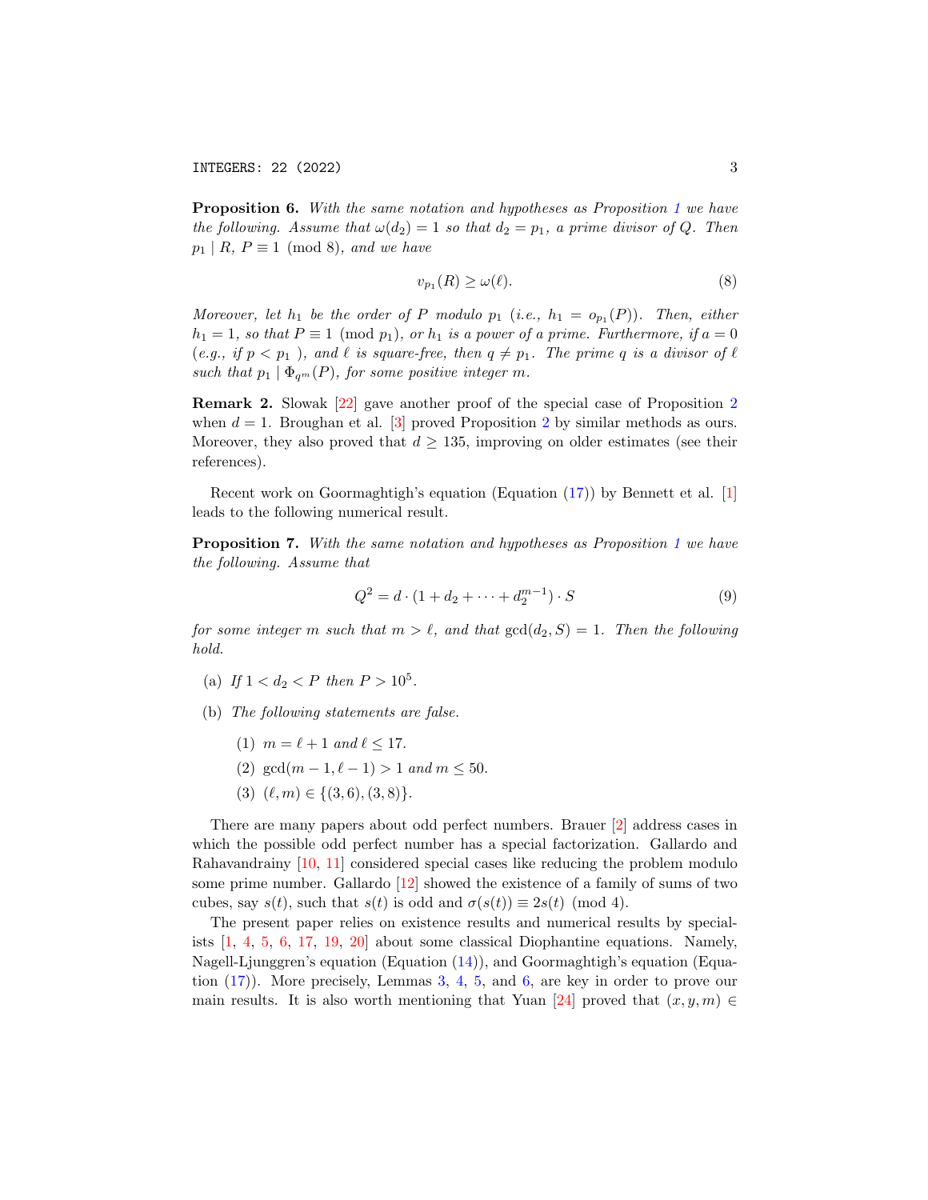**Proposition 6.** *With the same notation and hypotheses as Proposition 1 we have the following. Assume that $\omega(d_2) = 1$ so that $d_2 = p_1$, a prime divisor of $Q$. Then $p_1 \mid R$, $P \equiv 1 \pmod 8$, and we have*

$$v_{p_1}(R) \geq \omega(\ell). \tag{8}$$

*Moreover, let $h_1$ be the order of $P$ modulo $p_1$ (i.e., $h_1 = o_{p_1}(P)$). Then, either $h_1 = 1$, so that $P \equiv 1 \pmod{p_1}$, or $h_1$ is a power of a prime. Furthermore, if $a = 0$ (e.g., if $p < p_1$ ), and $\ell$ is square-free, then $q \neq p_1$. The prime $q$ is a divisor of $\ell$ such that $p_1 \mid \Phi_{q^m}(P)$, for some positive integer $m$.*

**Remark 2.** Slowak [22] gave another proof of the special case of Proposition 2 when $d = 1$. Broughan et al. [3] proved Proposition 2 by similar methods as ours. Moreover, they also proved that $d \geq 135$, improving on older estimates (see their references).

Recent work on Goormaghtigh's equation (Equation (17)) by Bennett et al. [1] leads to the following numerical result.

**Proposition 7.** *With the same notation and hypotheses as Proposition 1 we have the following. Assume that*

$$Q^2 = d \cdot (1 + d_2 + \cdots + d_2^{m-1}) \cdot S \tag{9}$$

*for some integer $m$ such that $m > \ell$, and that $\gcd(d_2, S) = 1$. Then the following hold.*

(a) *If $1 < d_2 < P$ then $P > 10^5$.*

(b) *The following statements are false.*

  (1) *$m = \ell + 1$ and $\ell \leq 17$.*

  (2) *$\gcd(m - 1, \ell - 1) > 1$ and $m \leq 50$.*

  (3) *$(\ell, m) \in \{(3, 6), (3, 8)\}$.*

There are many papers about odd perfect numbers. Brauer [2] address cases in which the possible odd perfect number has a special factorization. Gallardo and Rahavandrainy [10, 11] considered special cases like reducing the problem modulo some prime number. Gallardo [12] showed the existence of a family of sums of two cubes, say $s(t)$, such that $s(t)$ is odd and $\sigma(s(t)) \equiv 2s(t) \pmod 4$.

The present paper relies on existence results and numerical results by specialists [1, 4, 5, 6, 17, 19, 20] about some classical Diophantine equations. Namely, Nagell-Ljunggren's equation (Equation (14)), and Goormaghtigh's equation (Equation (17)). More precisely, Lemmas 3, 4, 5, and 6, are key in order to prove our main results. It is also worth mentioning that Yuan [24] proved that $(x, y, m) \in$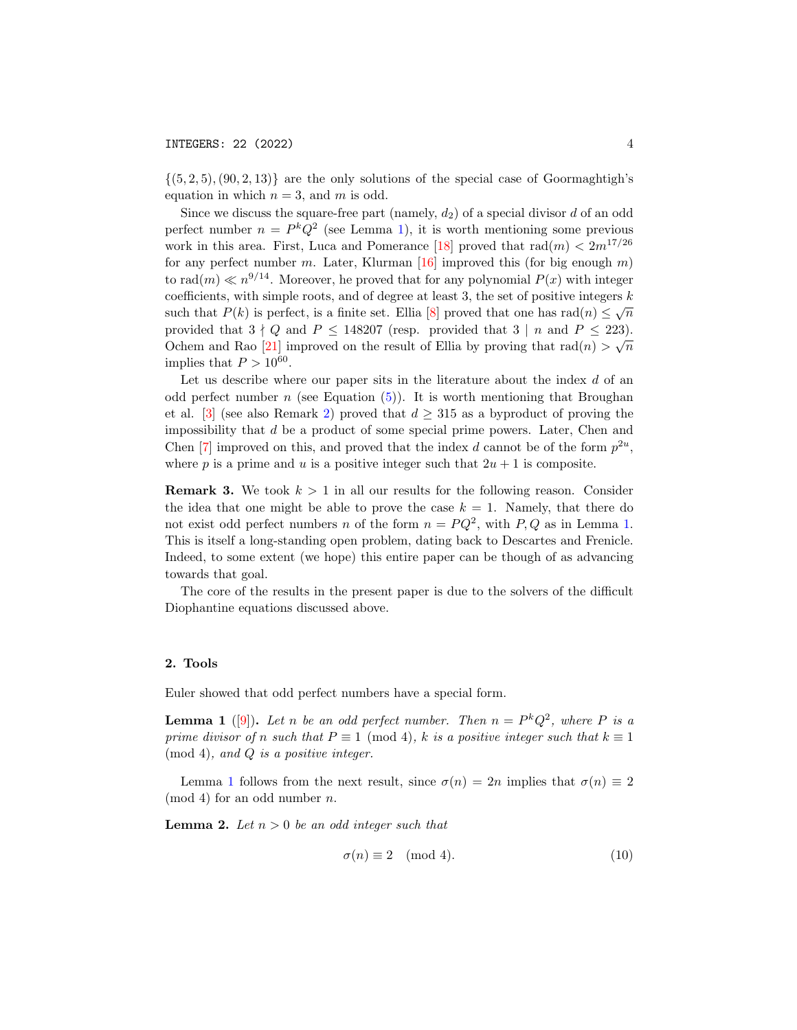$\{(5, 2, 5), (90, 2, 13)\}$ are the only solutions of the special case of Goormaghtigh's equation in which $n = 3$, and $m$ is odd.

Since we discuss the square-free part (namely, $d_2$) of a special divisor $d$ of an odd perfect number $n = P^k Q^2$ (see Lemma 1), it is worth mentioning some previous work in this area. First, Luca and Pomerance [18] proved that $\text{rad}(m) < 2m^{17/26}$ for any perfect number $m$. Later, Klurman [16] improved this (for big enough $m$) to $\text{rad}(m) \ll n^{9/14}$. Moreover, he proved that for any polynomial $P(x)$ with integer coefficients, with simple roots, and of degree at least 3, the set of positive integers $k$ such that $P(k)$ is perfect, is a finite set. Ellia [8] proved that one has $\text{rad}(n) \le \sqrt{n}$ provided that $3 \nmid Q$ and $P \le 148207$ (resp. provided that $3 \mid n$ and $P \le 223$). Ochem and Rao [21] improved on the result of Ellia by proving that $\text{rad}(n) > \sqrt{n}$ implies that $P > 10^{60}$.

Let us describe where our paper sits in the literature about the index $d$ of an odd perfect number $n$ (see Equation (5)). It is worth mentioning that Broughan et al. [3] (see also Remark 2) proved that $d \ge 315$ as a byproduct of proving the impossibility that $d$ be a product of some special prime powers. Later, Chen and Chen [7] improved on this, and proved that the index $d$ cannot be of the form $p^{2u}$, where $p$ is a prime and $u$ is a positive integer such that $2u + 1$ is composite.

**Remark 3.** We took $k > 1$ in all our results for the following reason. Consider the idea that one might be able to prove the case $k = 1$. Namely, that there do not exist odd perfect numbers $n$ of the form $n = PQ^2$, with $P, Q$ as in Lemma 1. This is itself a long-standing open problem, dating back to Descartes and Frenicle. Indeed, to some extent (we hope) this entire paper can be though of as advancing towards that goal.

The core of the results in the present paper is due to the solvers of the difficult Diophantine equations discussed above.

## 2. Tools

Euler showed that odd perfect numbers have a special form.

**Lemma 1** ([9])**.** *Let $n$ be an odd perfect number. Then $n = P^k Q^2$, where $P$ is a prime divisor of $n$ such that $P \equiv 1 \pmod 4$, $k$ is a positive integer such that $k \equiv 1 \pmod 4$, and $Q$ is a positive integer.*

Lemma 1 follows from the next result, since $\sigma(n) = 2n$ implies that $\sigma(n) \equiv 2 \pmod 4$ for an odd number $n$.

**Lemma 2.** *Let $n > 0$ be an odd integer such that*

$$\sigma(n) \equiv 2 \pmod 4. \tag{10}$$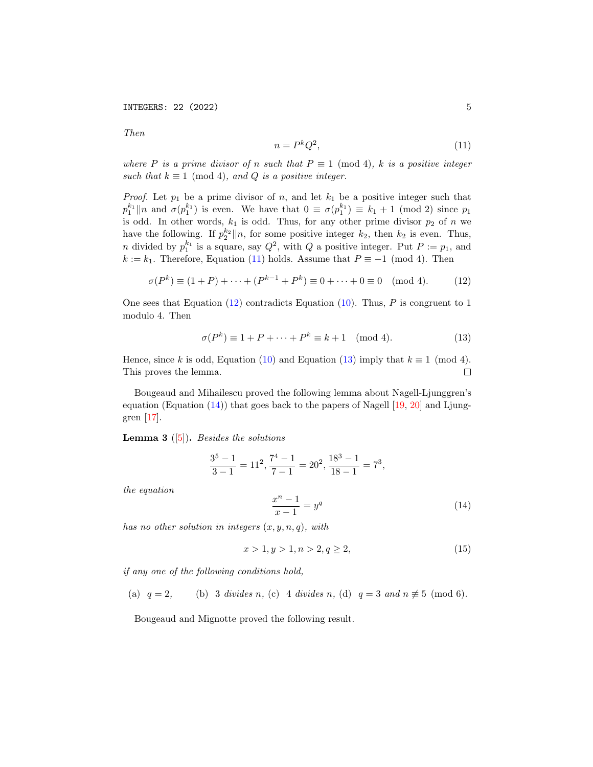*Then*

$$n = P^k Q^2, \tag{11}$$

*where $P$ is a prime divisor of $n$ such that $P \equiv 1 \pmod 4$, $k$ is a positive integer such that $k \equiv 1 \pmod 4$, and $Q$ is a positive integer.*

*Proof.* Let $p_1$ be a prime divisor of $n$, and let $k_1$ be a positive integer such that $p_1^{k_1} \| n$ and $\sigma(p_1^{k_1})$ is even. We have that $0 \equiv \sigma(p_1^{k_1}) \equiv k_1 + 1 \pmod 2$ since $p_1$ is odd. In other words, $k_1$ is odd. Thus, for any other prime divisor $p_2$ of $n$ we have the following. If $p_2^{k_2} \| n$, for some positive integer $k_2$, then $k_2$ is even. Thus, $n$ divided by $p_1^{k_1}$ is a square, say $Q^2$, with $Q$ a positive integer. Put $P := p_1$, and $k := k_1$. Therefore, Equation (11) holds. Assume that $P \equiv -1 \pmod 4$. Then

$$\sigma(P^k) \equiv (1 + P) + \cdots + (P^{k-1} + P^k) \equiv 0 + \cdots + 0 \equiv 0 \pmod 4. \tag{12}$$

One sees that Equation (12) contradicts Equation (10). Thus, $P$ is congruent to 1 modulo 4. Then

$$\sigma(P^k) \equiv 1 + P + \cdots + P^k \equiv k + 1 \pmod 4. \tag{13}$$

Hence, since $k$ is odd, Equation (10) and Equation (13) imply that $k \equiv 1 \pmod 4$. This proves the lemma. ∎

Bougeaud and Mihailescu proved the following lemma about Nagell-Ljunggren's equation (Equation (14)) that goes back to the papers of Nagell [19, 20] and Ljunggren [17].

**Lemma 3** ([5])**.** *Besides the solutions*

$$\frac{3^5 - 1}{3 - 1} = 11^2, \frac{7^4 - 1}{7 - 1} = 20^2, \frac{18^3 - 1}{18 - 1} = 7^3,$$

*the equation*

$$\frac{x^n - 1}{x - 1} = y^q \tag{14}$$

*has no other solution in integers $(x, y, n, q)$, with*

$$x > 1, y > 1, n > 2, q \geq 2, \tag{15}$$

*if any one of the following conditions hold,*

(a) $q = 2$, (b) 3 *divides* $n$, (c) 4 *divides* $n$, (d) $q = 3$ *and* $n \not\equiv 5 \pmod 6$.

Bougeaud and Mignotte proved the following result.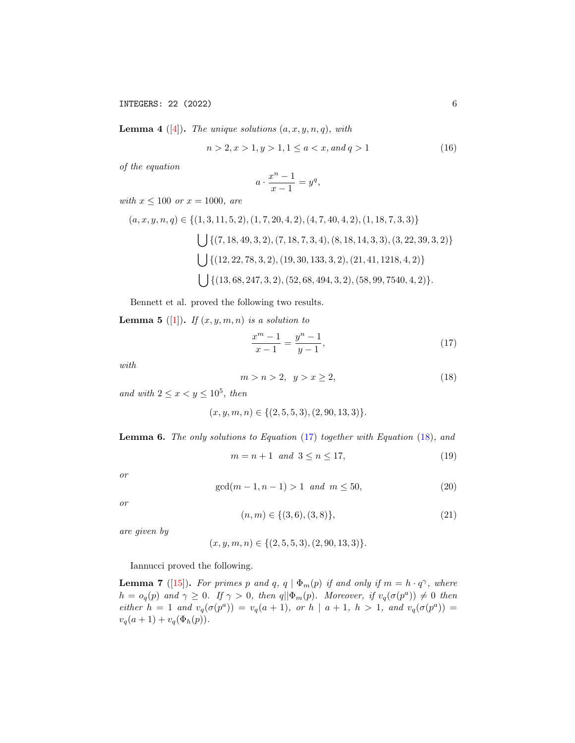**Lemma 4** ([4]). *The unique solutions* $(a, x, y, n, q)$, *with*

$$n > 2, x > 1, y > 1, 1 \leq a < x, \text{ and } q > 1 \tag{16}$$

*of the equation*

$$a \cdot \frac{x^n - 1}{x - 1} = y^q,$$

*with* $x \leq 100$ *or* $x = 1000$, *are*

$$\begin{aligned}(a, x, y, n, q) \in \{&(1, 3, 11, 5, 2), (1, 7, 20, 4, 2), (4, 7, 40, 4, 2), (1, 18, 7, 3, 3)\} \\ &\bigcup \{(7, 18, 49, 3, 2), (7, 18, 7, 3, 4), (8, 18, 14, 3, 3), (3, 22, 39, 3, 2)\} \\ &\bigcup \{(12, 22, 78, 3, 2), (19, 30, 133, 3, 2), (21, 41, 1218, 4, 2)\} \\ &\bigcup \{(13, 68, 247, 3, 2), (52, 68, 494, 3, 2), (58, 99, 7540, 4, 2)\}.\end{aligned}$$

Bennett et al. proved the following two results.

**Lemma 5** ([1]). *If* $(x, y, m, n)$ *is a solution to*

$$\frac{x^m - 1}{x - 1} = \frac{y^n - 1}{y - 1}, \tag{17}$$

*with*

$$m > n > 2, \quad y > x \geq 2, \tag{18}$$

*and with* $2 \leq x < y \leq 10^5$, *then*

$$(x, y, m, n) \in \{(2, 5, 5, 3), (2, 90, 13, 3)\}.$$

**Lemma 6.** *The only solutions to Equation* (17) *together with Equation* (18), *and*

$$m = n + 1 \text{ and } 3 \leq n \leq 17, \tag{19}$$

*or*

$$\gcd(m - 1, n - 1) > 1 \text{ and } m \leq 50, \tag{20}$$

*or*

$$(n, m) \in \{(3, 6), (3, 8)\}, \tag{21}$$

*are given by*

$$(x, y, m, n) \in \{(2, 5, 5, 3), (2, 90, 13, 3)\}.$$

Iannucci proved the following.

**Lemma 7** ([15]). *For primes* $p$ *and* $q$, $q \mid \Phi_m(p)$ *if and only if* $m = h \cdot q^\gamma$, *where* $h = o_q(p)$ *and* $\gamma \geq 0$. *If* $\gamma > 0$, *then* $q \| \Phi_m(p)$. *Moreover, if* $v_q(\sigma(p^a)) \neq 0$ *then either* $h = 1$ *and* $v_q(\sigma(p^a)) = v_q(a + 1)$, *or* $h \mid a + 1$, $h > 1$, *and* $v_q(\sigma(p^a)) = v_q(a + 1) + v_q(\Phi_h(p))$.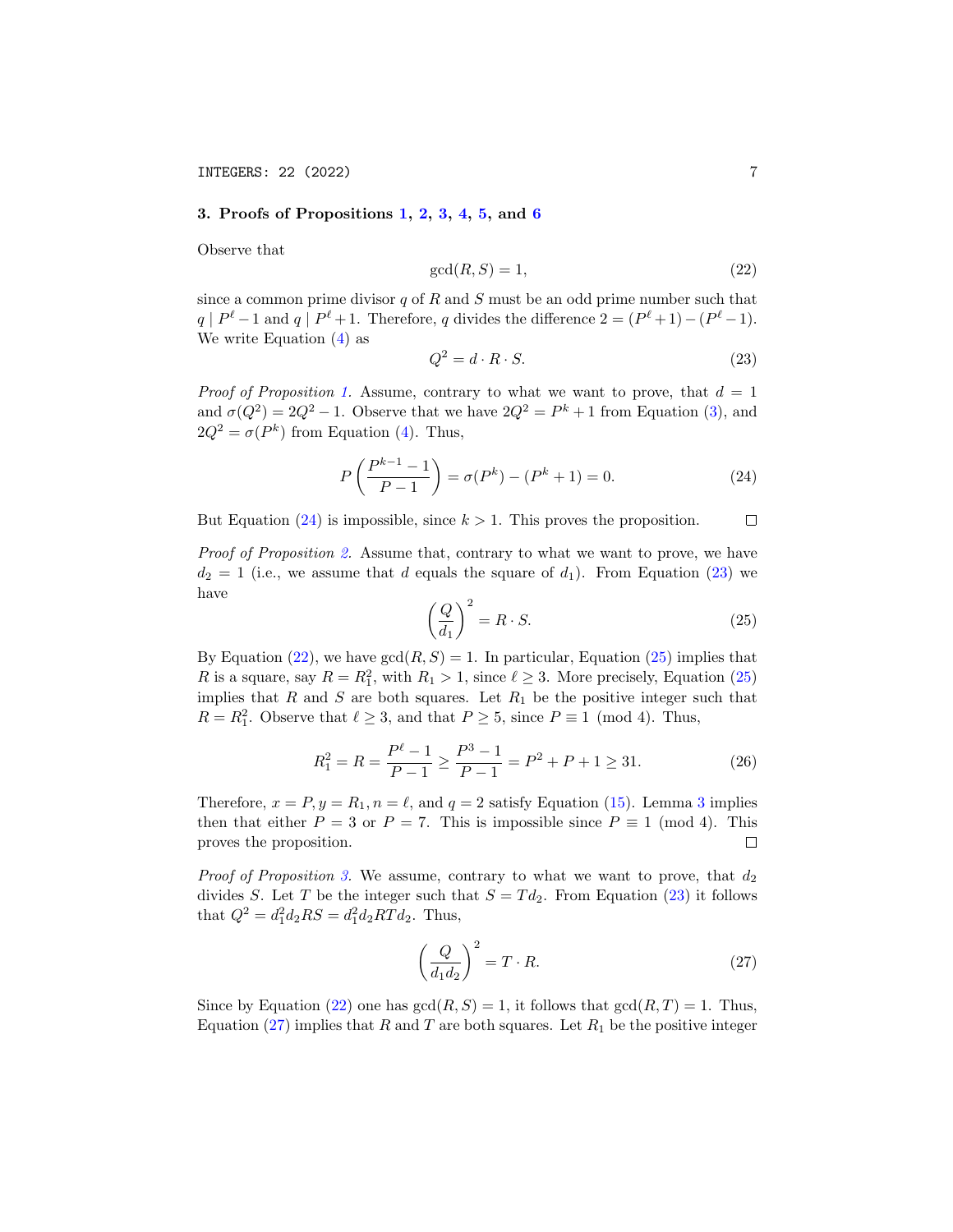## 3. Proofs of Propositions 1, 2, 3, 4, 5, and 6

Observe that

$$\gcd(R, S) = 1, \tag{22}$$

since a common prime divisor $q$ of $R$ and $S$ must be an odd prime number such that $q \mid P^\ell - 1$ and $q \mid P^\ell + 1$. Therefore, $q$ divides the difference $2 = (P^\ell + 1) - (P^\ell - 1)$. We write Equation (4) as

$$Q^2 = d \cdot R \cdot S. \tag{23}$$

*Proof of Proposition 1.* Assume, contrary to what we want to prove, that $d = 1$ and $\sigma(Q^2) = 2Q^2 - 1$. Observe that we have $2Q^2 = P^k + 1$ from Equation (3), and $2Q^2 = \sigma(P^k)$ from Equation (4). Thus,

$$P\left(\frac{P^{k-1} - 1}{P - 1}\right) = \sigma(P^k) - (P^k + 1) = 0. \tag{24}$$

But Equation (24) is impossible, since $k > 1$. This proves the proposition. $\square$

*Proof of Proposition 2.* Assume that, contrary to what we want to prove, we have $d_2 = 1$ (i.e., we assume that $d$ equals the square of $d_1$). From Equation (23) we have

$$\left(\frac{Q}{d_1}\right)^2 = R \cdot S. \tag{25}$$

By Equation (22), we have $\gcd(R, S) = 1$. In particular, Equation (25) implies that $R$ is a square, say $R = R_1^2$, with $R_1 > 1$, since $\ell \geq 3$. More precisely, Equation (25) implies that $R$ and $S$ are both squares. Let $R_1$ be the positive integer such that $R = R_1^2$. Observe that $\ell \geq 3$, and that $P \geq 5$, since $P \equiv 1 \pmod 4$. Thus,

$$R_1^2 = R = \frac{P^\ell - 1}{P - 1} \geq \frac{P^3 - 1}{P - 1} = P^2 + P + 1 \geq 31. \tag{26}$$

Therefore, $x = P, y = R_1, n = \ell$, and $q = 2$ satisfy Equation (15). Lemma 3 implies then that either $P = 3$ or $P = 7$. This is impossible since $P \equiv 1 \pmod 4$. This proves the proposition. $\square$

*Proof of Proposition 3.* We assume, contrary to what we want to prove, that $d_2$ divides $S$. Let $T$ be the integer such that $S = Td_2$. From Equation (23) it follows that $Q^2 = d_1^2 d_2 RS = d_1^2 d_2 RT d_2$. Thus,

$$\left(\frac{Q}{d_1 d_2}\right)^2 = T \cdot R. \tag{27}$$

Since by Equation (22) one has $\gcd(R, S) = 1$, it follows that $\gcd(R, T) = 1$. Thus, Equation (27) implies that $R$ and $T$ are both squares. Let $R_1$ be the positive integer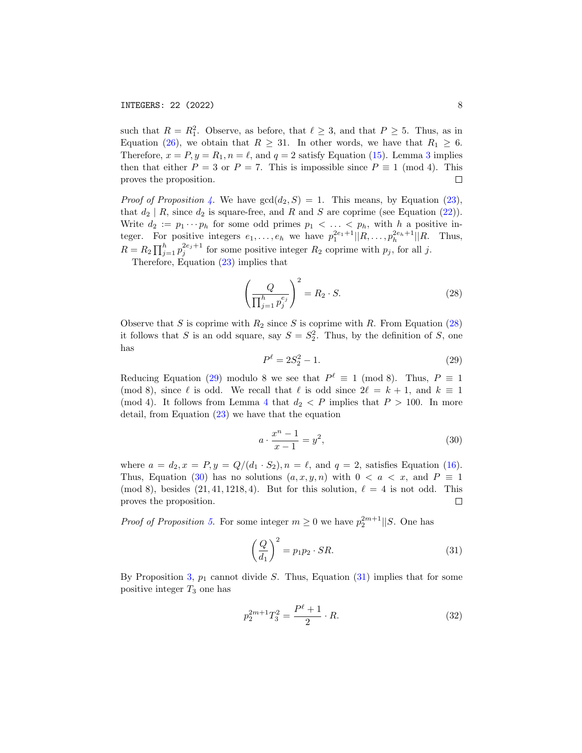such that $R = R_1^2$. Observe, as before, that $\ell \geq 3$, and that $P \geq 5$. Thus, as in Equation (26), we obtain that $R \geq 31$. In other words, we have that $R_1 \geq 6$. Therefore, $x = P, y = R_1, n = \ell$, and $q = 2$ satisfy Equation (15). Lemma 3 implies then that either $P = 3$ or $P = 7$. This is impossible since $P \equiv 1 \pmod 4$. This proves the proposition. □

*Proof of Proposition 4.* We have $\gcd(d_2, S) = 1$. This means, by Equation (23), that $d_2 \mid R$, since $d_2$ is square-free, and $R$ and $S$ are coprime (see Equation (22)). Write $d_2 := p_1 \cdots p_h$ for some odd primes $p_1 < \ldots < p_h$, with $h$ a positive integer. For positive integers $e_1, \ldots, e_h$ we have $p_1^{2e_1+1} || R, \ldots, p_h^{2e_h+1} || R$. Thus, $R = R_2 \prod_{j=1}^{h} p_j^{2e_j+1}$ for some positive integer $R_2$ coprime with $p_j$, for all $j$.

Therefore, Equation (23) implies that

$$\left( \frac{Q}{\prod_{j=1}^{h} p_j^{e_j}} \right)^2 = R_2 \cdot S. \tag{28}$$

Observe that $S$ is coprime with $R_2$ since $S$ is coprime with $R$. From Equation (28) it follows that $S$ is an odd square, say $S = S_2^2$. Thus, by the definition of $S$, one has

$$P^\ell = 2S_2^2 - 1. \tag{29}$$

Reducing Equation (29) modulo 8 we see that $P^\ell \equiv 1 \pmod 8$. Thus, $P \equiv 1 \pmod 8$, since $\ell$ is odd. We recall that $\ell$ is odd since $2\ell = k + 1$, and $k \equiv 1 \pmod 4$. It follows from Lemma 4 that $d_2 < P$ implies that $P > 100$. In more detail, from Equation (23) we have that the equation

$$a \cdot \frac{x^n - 1}{x - 1} = y^2, \tag{30}$$

where $a = d_2, x = P, y = Q/(d_1 \cdot S_2), n = \ell$, and $q = 2$, satisfies Equation (16). Thus, Equation (30) has no solutions $(a, x, y, n)$ with $0 < a < x$, and $P \equiv 1 \pmod 8$, besides $(21, 41, 1218, 4)$. But for this solution, $\ell = 4$ is not odd. This proves the proposition. □

*Proof of Proposition 5.* For some integer $m \geq 0$ we have $p_2^{2m+1} || S$. One has

$$\left( \frac{Q}{d_1} \right)^2 = p_1 p_2 \cdot SR. \tag{31}$$

By Proposition 3, $p_1$ cannot divide $S$. Thus, Equation (31) implies that for some positive integer $T_3$ one has

$$p_2^{2m+1} T_3^2 = \frac{P^\ell + 1}{2} \cdot R. \tag{32}$$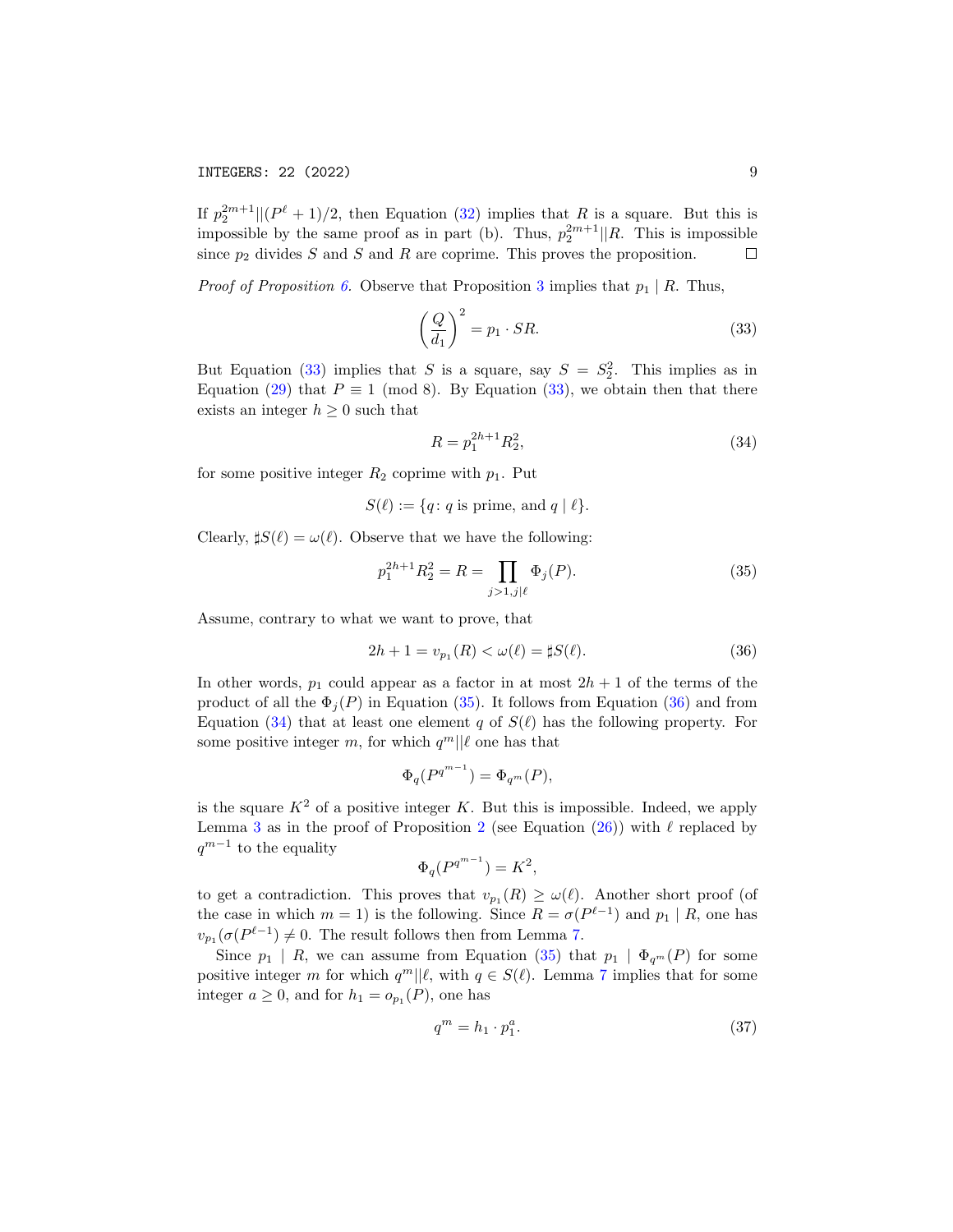If $p_2^{2m+1}||(P^\ell+1)/2$, then Equation (32) implies that $R$ is a square. But this is impossible by the same proof as in part (b). Thus, $p_2^{2m+1}||R$. This is impossible since $p_2$ divides $S$ and $S$ and $R$ are coprime. This proves the proposition. ☐

*Proof of Proposition 6.* Observe that Proposition 3 implies that $p_1 \mid R$. Thus,

$$\left(\frac{Q}{d_1}\right)^2 = p_1 \cdot SR. \tag{33}$$

But Equation (33) implies that $S$ is a square, say $S = S_2^2$. This implies as in Equation (29) that $P \equiv 1 \pmod 8$. By Equation (33), we obtain then that there exists an integer $h \geq 0$ such that

$$R = p_1^{2h+1} R_2^2, \tag{34}$$

for some positive integer $R_2$ coprime with $p_1$. Put

$$S(\ell) := \{q \colon q \text{ is prime, and } q \mid \ell\}.$$

Clearly, $\sharp S(\ell) = \omega(\ell)$. Observe that we have the following:

$$p_1^{2h+1} R_2^2 = R = \prod_{j>1, j\mid \ell} \Phi_j(P). \tag{35}$$

Assume, contrary to what we want to prove, that

$$2h+1 = v_{p_1}(R) < \omega(\ell) = \sharp S(\ell). \tag{36}$$

In other words, $p_1$ could appear as a factor in at most $2h+1$ of the terms of the product of all the $\Phi_j(P)$ in Equation (35). It follows from Equation (36) and from Equation (34) that at least one element $q$ of $S(\ell)$ has the following property. For some positive integer $m$, for which $q^m||\ell$ one has that

$$\Phi_q(P^{q^{m-1}}) = \Phi_{q^m}(P),$$

is the square $K^2$ of a positive integer $K$. But this is impossible. Indeed, we apply Lemma 3 as in the proof of Proposition 2 (see Equation (26)) with $\ell$ replaced by $q^{m-1}$ to the equality

$$\Phi_q(P^{q^{m-1}}) = K^2,$$

to get a contradiction. This proves that $v_{p_1}(R) \geq \omega(\ell)$. Another short proof (of the case in which $m = 1$) is the following. Since $R = \sigma(P^{\ell-1})$ and $p_1 \mid R$, one has $v_{p_1}(\sigma(P^{\ell-1}) \neq 0$. The result follows then from Lemma 7.

Since $p_1 \mid R$, we can assume from Equation (35) that $p_1 \mid \Phi_{q^m}(P)$ for some positive integer $m$ for which $q^m||\ell$, with $q \in S(\ell)$. Lemma 7 implies that for some integer $a \geq 0$, and for $h_1 = o_{p_1}(P)$, one has

$$q^m = h_1 \cdot p_1^a. \tag{37}$$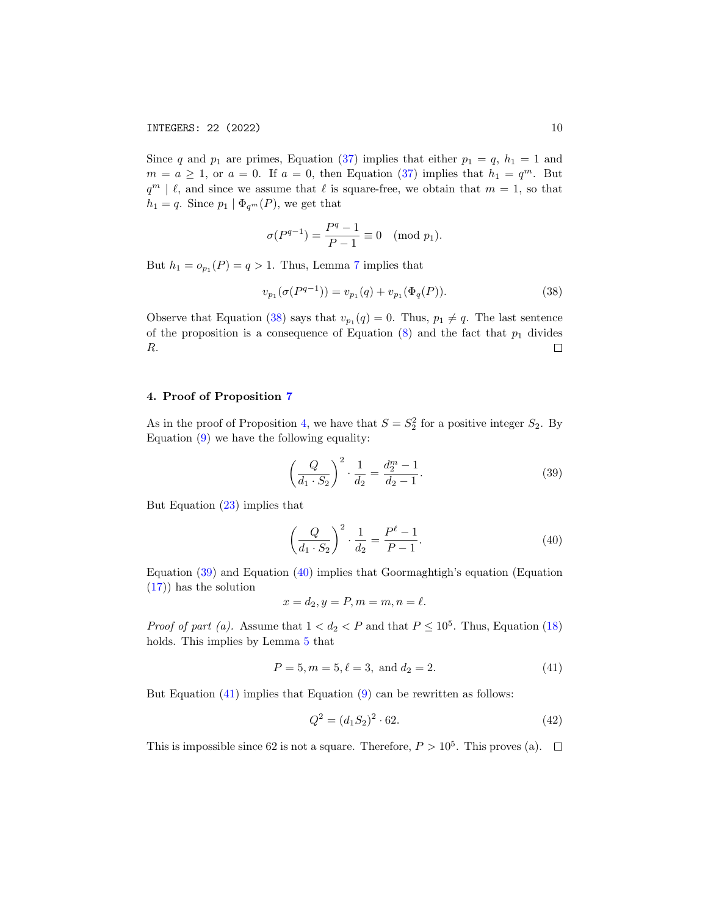Since $q$ and $p_1$ are primes, Equation (37) implies that either $p_1 = q$, $h_1 = 1$ and $m = a \geq 1$, or $a = 0$. If $a = 0$, then Equation (37) implies that $h_1 = q^m$. But $q^m \mid \ell$, and since we assume that $\ell$ is square-free, we obtain that $m = 1$, so that $h_1 = q$. Since $p_1 \mid \Phi_{q^m}(P)$, we get that

$$\sigma(P^{q-1}) = \frac{P^q - 1}{P - 1} \equiv 0 \pmod{p_1}.$$

But $h_1 = o_{p_1}(P) = q > 1$. Thus, Lemma 7 implies that

$$v_{p_1}(\sigma(P^{q-1})) = v_{p_1}(q) + v_{p_1}(\Phi_q(P)). \tag{38}$$

Observe that Equation (38) says that $v_{p_1}(q) = 0$. Thus, $p_1 \neq q$. The last sentence of the proposition is a consequence of Equation (8) and the fact that $p_1$ divides $R$. □

## 4. Proof of Proposition 7

As in the proof of Proposition 4, we have that $S = S_2^2$ for a positive integer $S_2$. By Equation (9) we have the following equality:

$$\left(\frac{Q}{d_1 \cdot S_2}\right)^2 \cdot \frac{1}{d_2} = \frac{d_2^m - 1}{d_2 - 1}. \tag{39}$$

But Equation (23) implies that

$$\left(\frac{Q}{d_1 \cdot S_2}\right)^2 \cdot \frac{1}{d_2} = \frac{P^\ell - 1}{P - 1}. \tag{40}$$

Equation (39) and Equation (40) implies that Goormaghtigh's equation (Equation (17)) has the solution

$$x = d_2, y = P, m = m, n = \ell.$$

*Proof of part (a).* Assume that $1 < d_2 < P$ and that $P \leq 10^5$. Thus, Equation (18) holds. This implies by Lemma 5 that

$$P = 5, m = 5, \ell = 3, \text{ and } d_2 = 2. \tag{41}$$

But Equation (41) implies that Equation (9) can be rewritten as follows:

$$Q^2 = (d_1 S_2)^2 \cdot 62. \tag{42}$$

This is impossible since 62 is not a square. Therefore, $P > 10^5$. This proves (a). □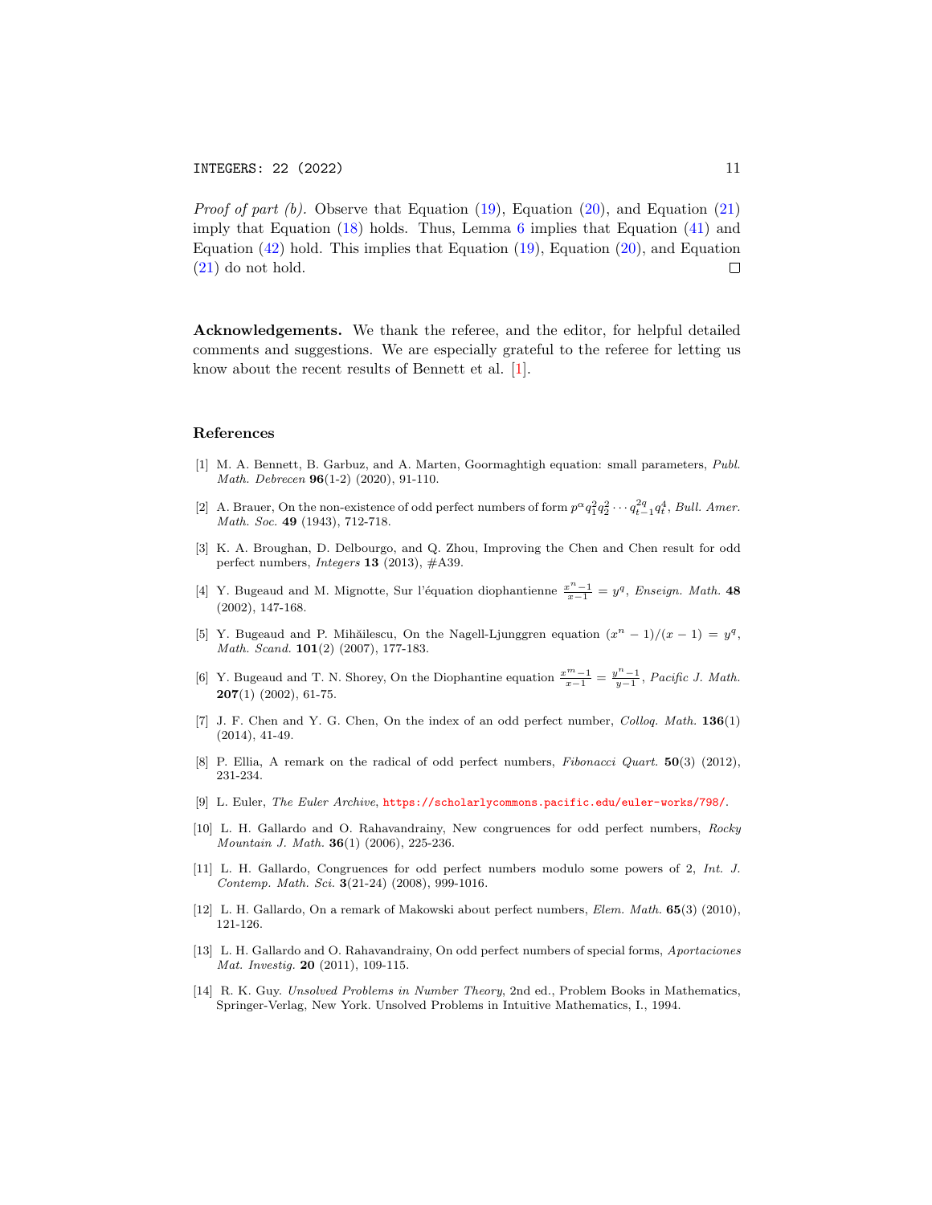*Proof of part (b).* Observe that Equation (19), Equation (20), and Equation (21) imply that Equation (18) holds. Thus, Lemma 6 implies that Equation (41) and Equation (42) hold. This implies that Equation (19), Equation (20), and Equation (21) do not hold. □

**Acknowledgements.** We thank the referee, and the editor, for helpful detailed comments and suggestions. We are especially grateful to the referee for letting us know about the recent results of Bennett et al. [1].

## References

[1] M. A. Bennett, B. Garbuz, and A. Marten, Goormaghtigh equation: small parameters, *Publ. Math. Debrecen* **96**(1-2) (2020), 91-110.

[2] A. Brauer, On the non-existence of odd perfect numbers of form $p^{\alpha}q_1^2q_2^2\cdots q_{t-1}^{2q}q_t^4$, *Bull. Amer. Math. Soc.* **49** (1943), 712-718.

[3] K. A. Broughan, D. Delbourgo, and Q. Zhou, Improving the Chen and Chen result for odd perfect numbers, *Integers* **13** (2013), #A39.

[4] Y. Bugeaud and M. Mignotte, Sur l'équation diophantienne $\frac{x^n-1}{x-1}=y^q$, *Enseign. Math.* **48** (2002), 147-168.

[5] Y. Bugeaud and P. Mihăilescu, On the Nagell-Ljunggren equation $(x^n-1)/(x-1)=y^q$, *Math. Scand.* **101**(2) (2007), 177-183.

[6] Y. Bugeaud and T. N. Shorey, On the Diophantine equation $\frac{x^m-1}{x-1}=\frac{y^n-1}{y-1}$, *Pacific J. Math.* **207**(1) (2002), 61-75.

[7] J. F. Chen and Y. G. Chen, On the index of an odd perfect number, *Colloq. Math.* **136**(1) (2014), 41-49.

[8] P. Ellia, A remark on the radical of odd perfect numbers, *Fibonacci Quart.* **50**(3) (2012), 231-234.

[9] L. Euler, *The Euler Archive*, https://scholarlycommons.pacific.edu/euler-works/798/.

[10] L. H. Gallardo and O. Rahavandrainy, New congruences for odd perfect numbers, *Rocky Mountain J. Math.* **36**(1) (2006), 225-236.

[11] L. H. Gallardo, Congruences for odd perfect numbers modulo some powers of 2, *Int. J. Contemp. Math. Sci.* **3**(21-24) (2008), 999-1016.

[12] L. H. Gallardo, On a remark of Makowski about perfect numbers, *Elem. Math.* **65**(3) (2010), 121-126.

[13] L. H. Gallardo and O. Rahavandrainy, On odd perfect numbers of special forms, *Aportaciones Mat. Investig.* **20** (2011), 109-115.

[14] R. K. Guy. *Unsolved Problems in Number Theory*, 2nd ed., Problem Books in Mathematics, Springer-Verlag, New York. Unsolved Problems in Intuitive Mathematics, I., 1994.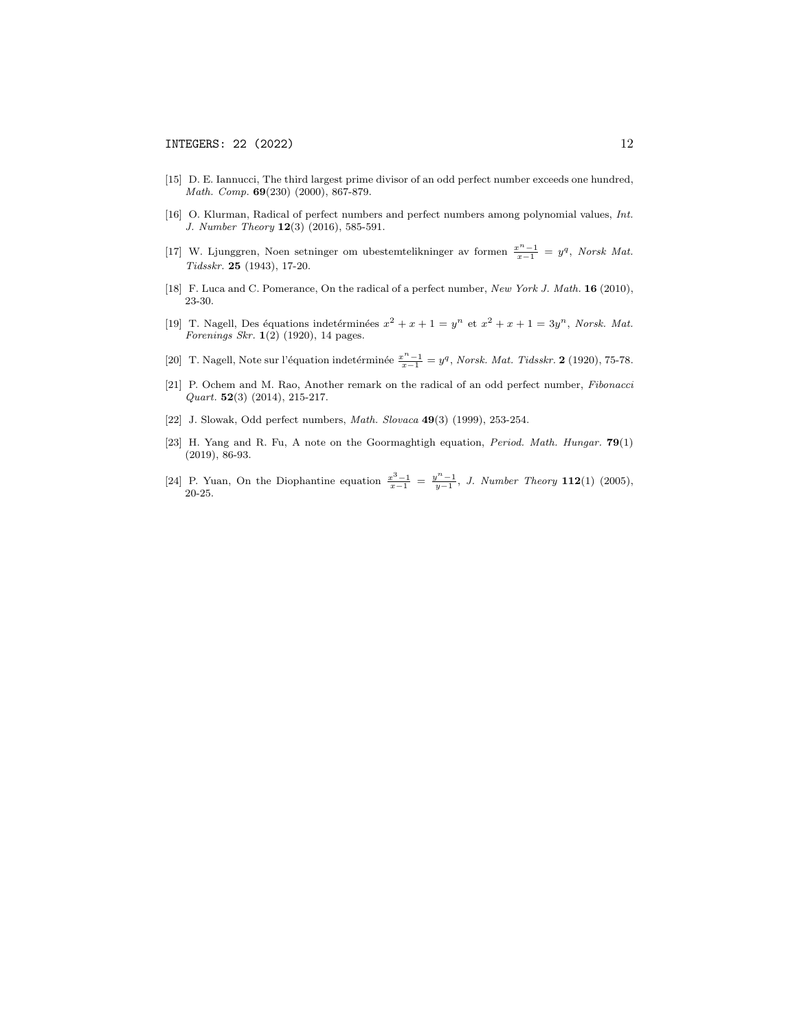[15] D. E. Iannucci, The third largest prime divisor of an odd perfect number exceeds one hundred, *Math. Comp.* **69**(230) (2000), 867-879.

[16] O. Klurman, Radical of perfect numbers and perfect numbers among polynomial values, *Int. J. Number Theory* **12**(3) (2016), 585-591.

[17] W. Ljunggren, Noen setninger om ubestemtelikninger av formen $\frac{x^n-1}{x-1} = y^q$, *Norsk Mat. Tidsskr.* **25** (1943), 17-20.

[18] F. Luca and C. Pomerance, On the radical of a perfect number, *New York J. Math.* **16** (2010), 23-30.

[19] T. Nagell, Des équations indetérminées $x^2 + x + 1 = y^n$ et $x^2 + x + 1 = 3y^n$, *Norsk. Mat. Forenings Skr.* **1**(2) (1920), 14 pages.

[20] T. Nagell, Note sur l'équation indetérminée $\frac{x^n-1}{x-1} = y^q$, *Norsk. Mat. Tidsskr.* **2** (1920), 75-78.

[21] P. Ochem and M. Rao, Another remark on the radical of an odd perfect number, *Fibonacci Quart.* **52**(3) (2014), 215-217.

[22] J. Slowak, Odd perfect numbers, *Math. Slovaca* **49**(3) (1999), 253-254.

[23] H. Yang and R. Fu, A note on the Goormaghtigh equation, *Period. Math. Hungar.* **79**(1) (2019), 86-93.

[24] P. Yuan, On the Diophantine equation $\frac{x^3-1}{x-1} = \frac{y^n-1}{y-1}$, *J. Number Theory* **112**(1) (2005), 20-25.